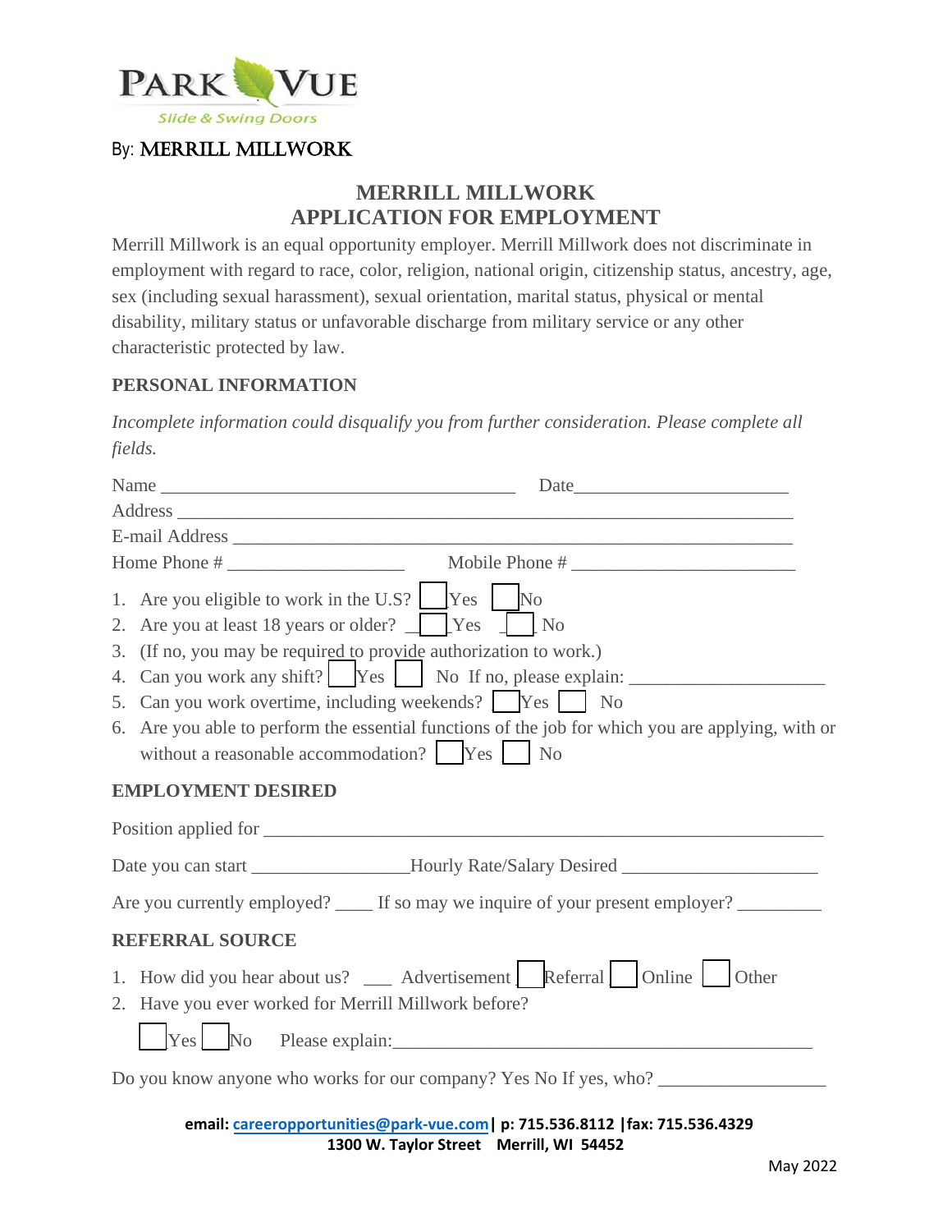PARK VUE

Slide & Swing Doors

By: MERRILL MILLWORK

# MERRILL MILLWORK
# APPLICATION FOR EMPLOYMENT

Merrill Millwork is an equal opportunity employer. Merrill Millwork does not discriminate in employment with regard to race, color, religion, national origin, citizenship status, ancestry, age, sex (including sexual harassment), sexual orientation, marital status, physical or mental disability, military status or unfavorable discharge from military service or any other characteristic protected by law.

## PERSONAL INFORMATION

*Incomplete information could disqualify you from further consideration. Please complete all fields.*

Name ________________________________________ Date______________________

Address ______________________________________________________________

E-mail Address _________________________________________________________

Home Phone # ___________________ Mobile Phone # ________________________

1. Are you eligible to work in the U.S? ☐ Yes ☐ No
2. Are you at least 18 years or older? ☐ Yes ☐ No
3. (If no, you may be required to provide authorization to work.)
4. Can you work any shift? ☐ Yes ☐ No If no, please explain: ____________________
5. Can you work overtime, including weekends? ☐ Yes ☐ No
6. Are you able to perform the essential functions of the job for which you are applying, with or without a reasonable accommodation? ☐ Yes ☐ No

## EMPLOYMENT DESIRED

Position applied for ______________________________________________________

Date you can start ________________Hourly Rate/Salary Desired ____________________

Are you currently employed? ____ If so may we inquire of your present employer? _________

## REFERRAL SOURCE

1. How did you hear about us? ___ Advertisement ☐ Referral ☐ Online ☐ Other
2. Have you ever worked for Merrill Millwork before?

   ☐ Yes ☐ No Please explain:_____________________________________________

Do you know anyone who works for our company? Yes No If yes, who? _________________

**email: careeropportunities@park-vue.com | p: 715.536.8112 | fax: 715.536.4329**
**1300 W. Taylor Street Merrill, WI 54452**

May 2022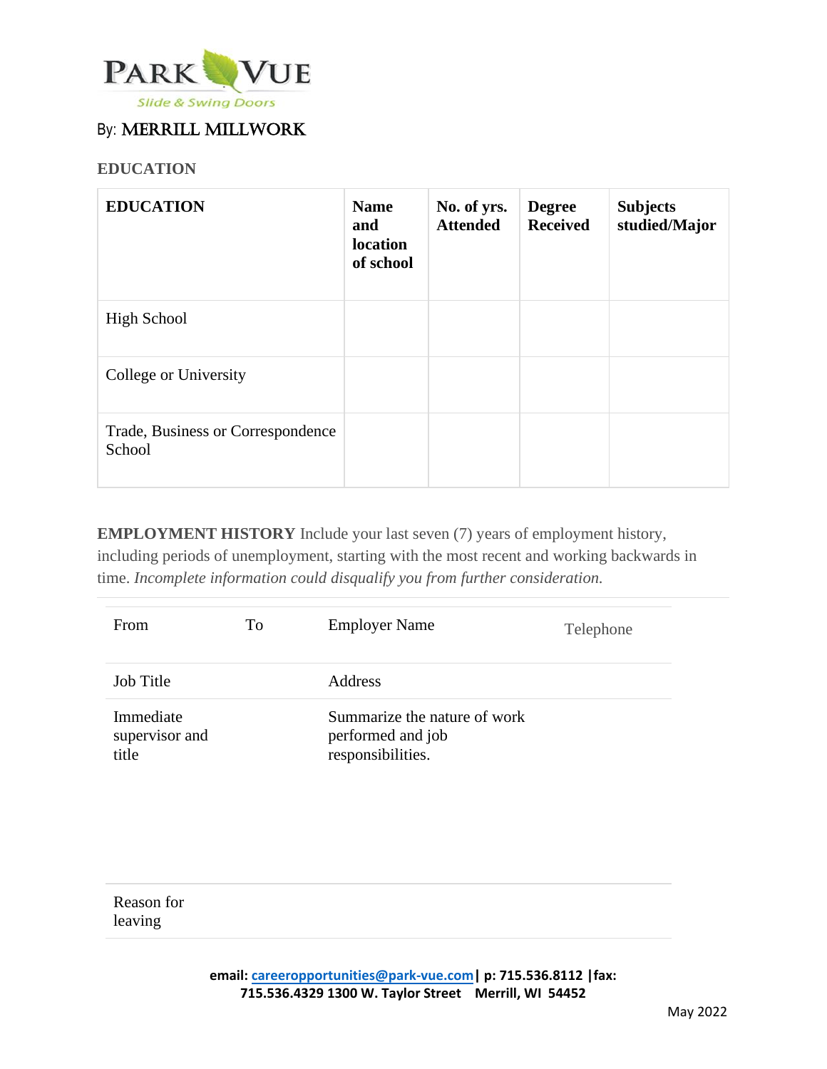PARK VUE

Slide & Swing Doors

By: MERRILL MILLWORK

## EDUCATION

| EDUCATION | Name and location of school | No. of yrs. Attended | Degree Received | Subjects studied/Major |
|---|---|---|---|---|
| High School | | | | |
| College or University | | | | |
| Trade, Business or Correspondence School | | | | |

**EMPLOYMENT HISTORY** Include your last seven (7) years of employment history, including periods of unemployment, starting with the most recent and working backwards in time. *Incomplete information could disqualify you from further consideration.*

| From | To | Employer Name | Telephone |
|---|---|---|---|
| Job Title | | Address | |
| Immediate supervisor and title | | Summarize the nature of work performed and job responsibilities. | |
| Reason for leaving | | | |

**email: careeropportunities@park-vue.com | p: 715.536.8112 | fax: 715.536.4329 1300 W. Taylor Street Merrill, WI 54452**

May 2022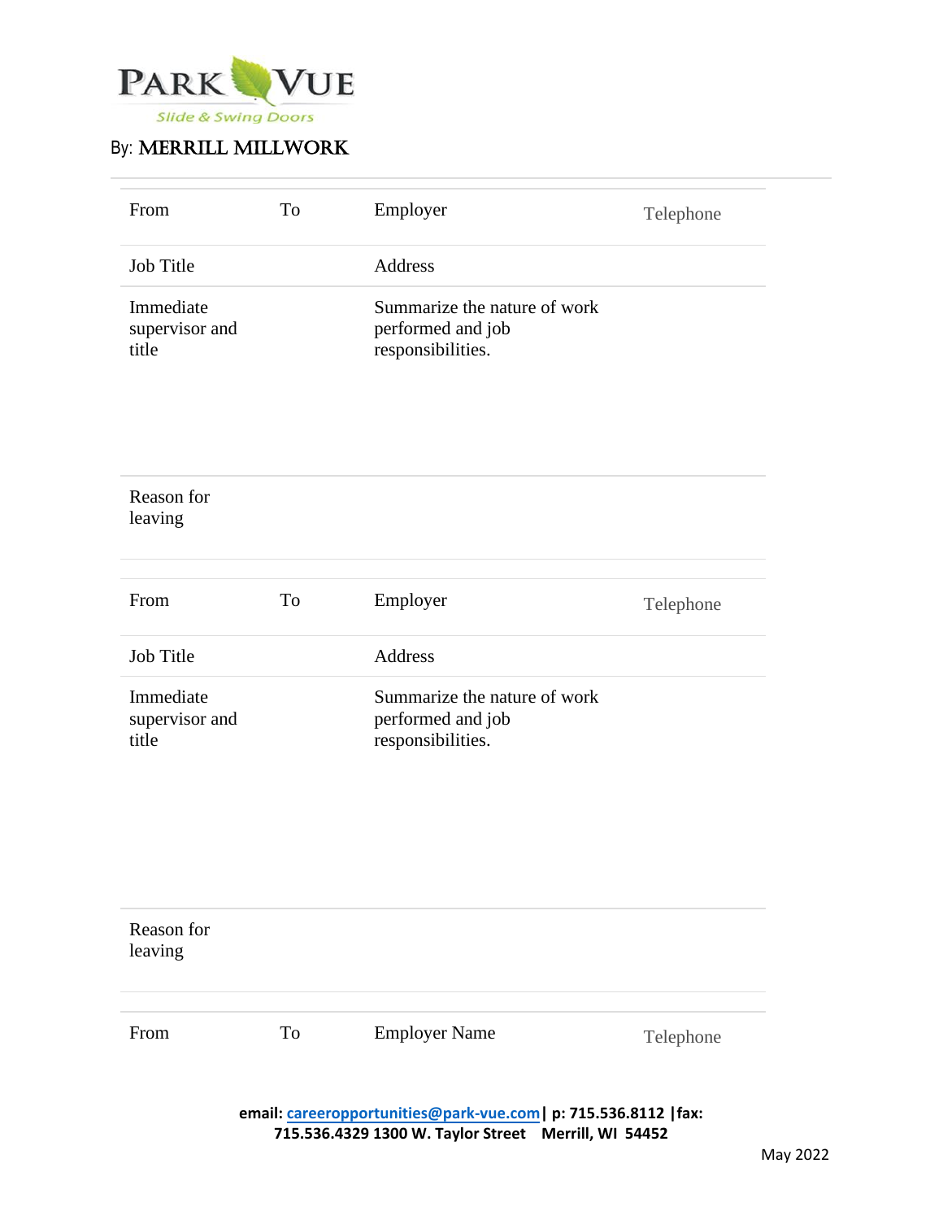PARK VUE

Slide & Swing Doors

By: MERRILL MILLWORK

| From | To | Employer | Telephone |
| --- | --- | --- | --- |
| Job Title | | Address | |
| Immediate supervisor and title | | Summarize the nature of work performed and job responsibilities. | |
| Reason for leaving | | | |

| From | To | Employer | Telephone |
| --- | --- | --- | --- |
| Job Title | | Address | |
| Immediate supervisor and title | | Summarize the nature of work performed and job responsibilities. | |
| Reason for leaving | | | |

| From | To | Employer Name | Telephone |
| --- | --- | --- | --- |

**email: careeropportunities@park-vue.com | p: 715.536.8112 | fax: 715.536.4329 1300 W. Taylor Street Merrill, WI 54452**

May 2022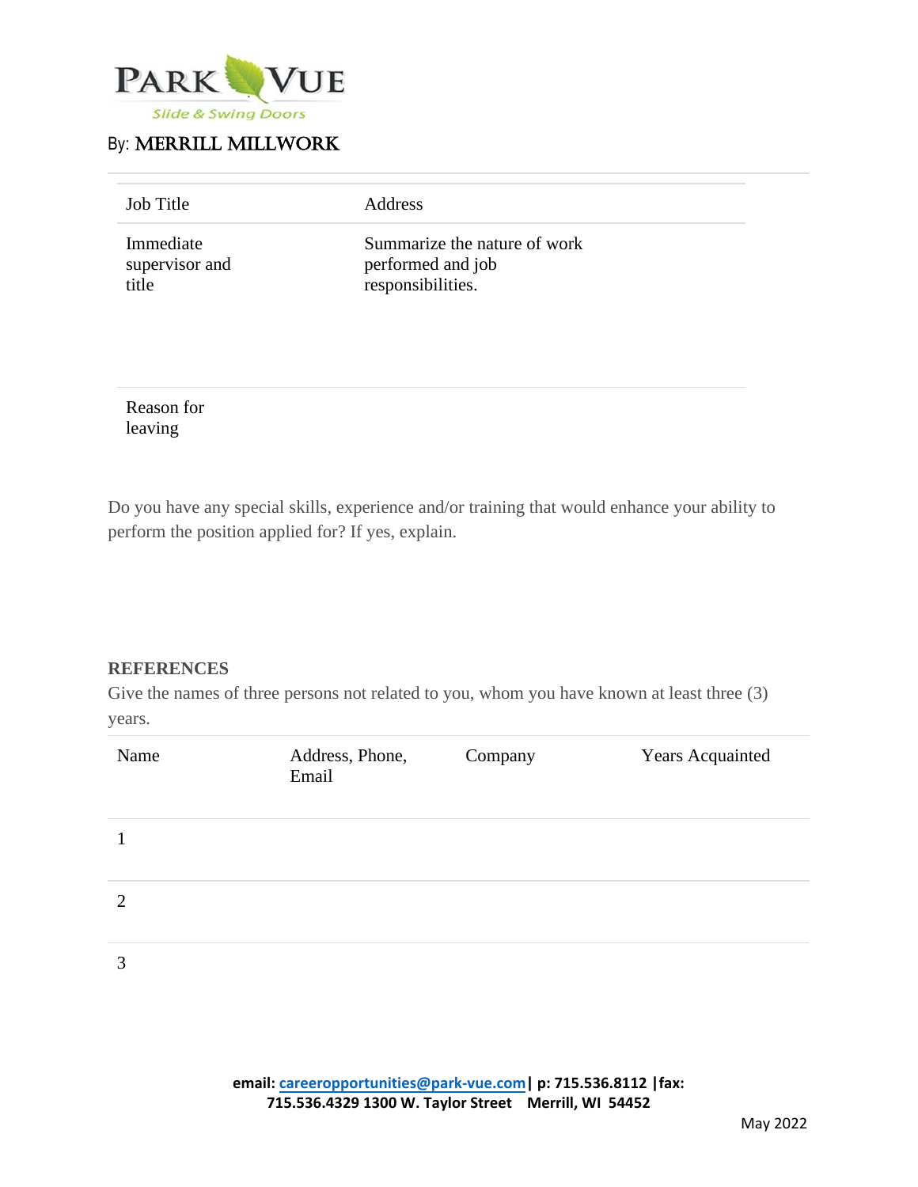By: MERRILL MILLWORK

| Job Title | Address |
| --- | --- |
| Immediate supervisor and title | Summarize the nature of work performed and job responsibilities. |
| Reason for leaving | |

Do you have any special skills, experience and/or training that would enhance your ability to perform the position applied for? If yes, explain.

**REFERENCES**

Give the names of three persons not related to you, whom you have known at least three (3) years.

| Name | Address, Phone, Email | Company | Years Acquainted |
| --- | --- | --- | --- |
| 1 | | | |
| 2 | | | |
| 3 | | | |

**email: careeropportunities@park-vue.com | p: 715.536.8112 | fax: 715.536.4329 1300 W. Taylor Street Merrill, WI 54452**

May 2022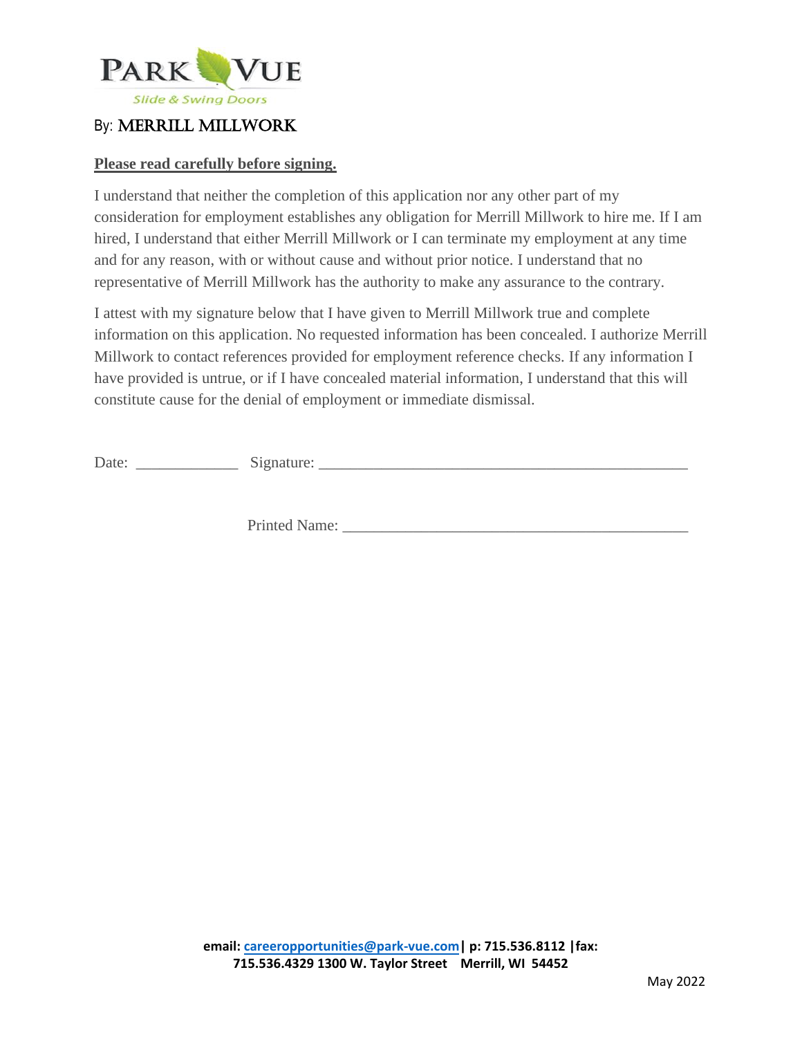PARK VUE

Slide & Swing Doors

By: MERRILL MILLWORK

**Please read carefully before signing.**

I understand that neither the completion of this application nor any other part of my consideration for employment establishes any obligation for Merrill Millwork to hire me. If I am hired, I understand that either Merrill Millwork or I can terminate my employment at any time and for any reason, with or without cause and without prior notice. I understand that no representative of Merrill Millwork has the authority to make any assurance to the contrary.

I attest with my signature below that I have given to Merrill Millwork true and complete information on this application. No requested information has been concealed. I authorize Merrill Millwork to contact references provided for employment reference checks. If any information I have provided is untrue, or if I have concealed material information, I understand that this will constitute cause for the denial of employment or immediate dismissal.

Date: _____________ Signature: ________________________________________________

Printed Name: _____________________________________________

**email: careeropportunities@park-vue.com | p: 715.536.8112 | fax: 715.536.4329 1300 W. Taylor Street Merrill, WI 54452**

May 2022